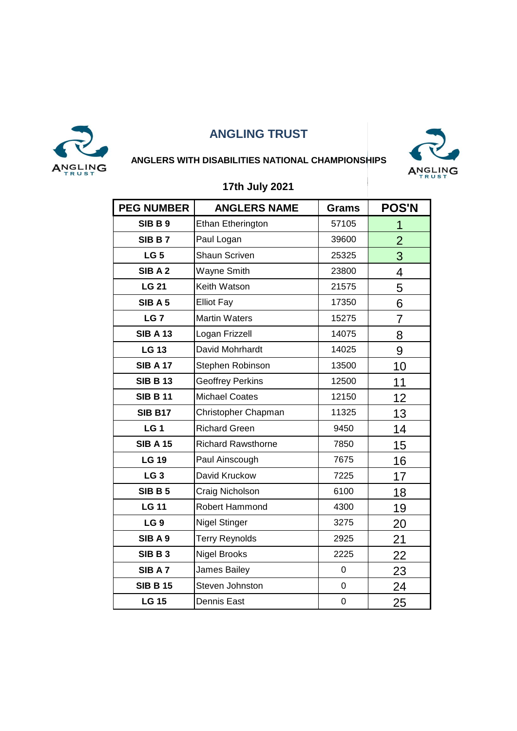# ANGLING TRUST

## ANGLERS WITH DISABILITIES NATIONAL CHAMPIONSHIPS

### 17th July 2021

| PEG NUMBER | ANGLERS NAME | Grams | POS'N |
|---|---|---|---|
| SIB B 9 | Ethan Etherington | 57105 | 1 |
| SIB B 7 | Paul Logan | 39600 | 2 |
| LG 5 | Shaun Scriven | 25325 | 3 |
| SIB A 2 | Wayne Smith | 23800 | 4 |
| LG 21 | Keith Watson | 21575 | 5 |
| SIB A 5 | Elliot Fay | 17350 | 6 |
| LG 7 | Martin Waters | 15275 | 7 |
| SIB A 13 | Logan Frizzell | 14075 | 8 |
| LG 13 | David Mohrhardt | 14025 | 9 |
| SIB A 17 | Stephen Robinson | 13500 | 10 |
| SIB B 13 | Geoffrey Perkins | 12500 | 11 |
| SIB B 11 | Michael Coates | 12150 | 12 |
| SIB B17 | Christopher Chapman | 11325 | 13 |
| LG 1 | Richard Green | 9450 | 14 |
| SIB A 15 | Richard Rawsthorne | 7850 | 15 |
| LG 19 | Paul Ainscough | 7675 | 16 |
| LG 3 | David Kruckow | 7225 | 17 |
| SIB B 5 | Craig Nicholson | 6100 | 18 |
| LG 11 | Robert Hammond | 4300 | 19 |
| LG 9 | Nigel Stinger | 3275 | 20 |
| SIB A 9 | Terry Reynolds | 2925 | 21 |
| SIB B 3 | Nigel Brooks | 2225 | 22 |
| SIB A 7 | James Bailey | 0 | 23 |
| SIB B 15 | Steven Johnston | 0 | 24 |
| LG 15 | Dennis East | 0 | 25 |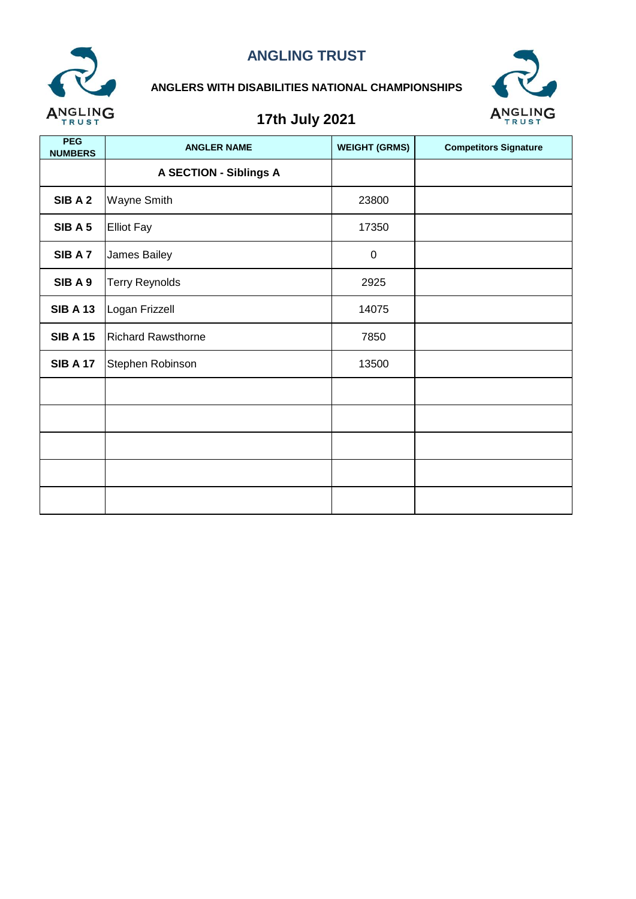# ANGLING TRUST

## ANGLERS WITH DISABILITIES NATIONAL CHAMPIONSHIPS

## 17th July 2021

| PEG NUMBERS | ANGLER NAME | WEIGHT (GRMS) | Competitors Signature |
|---|---|---|---|
| | **A SECTION - Siblings A** | | |
| **SIB A 2** | Wayne Smith | 23800 | |
| **SIB A 5** | Elliot Fay | 17350 | |
| **SIB A 7** | James Bailey | 0 | |
| **SIB A 9** | Terry Reynolds | 2925 | |
| **SIB A 13** | Logan Frizzell | 14075 | |
| **SIB A 15** | Richard Rawsthorne | 7850 | |
| **SIB A 17** | Stephen Robinson | 13500 | |
| | | | |
| | | | |
| | | | |
| | | | |
| | | | |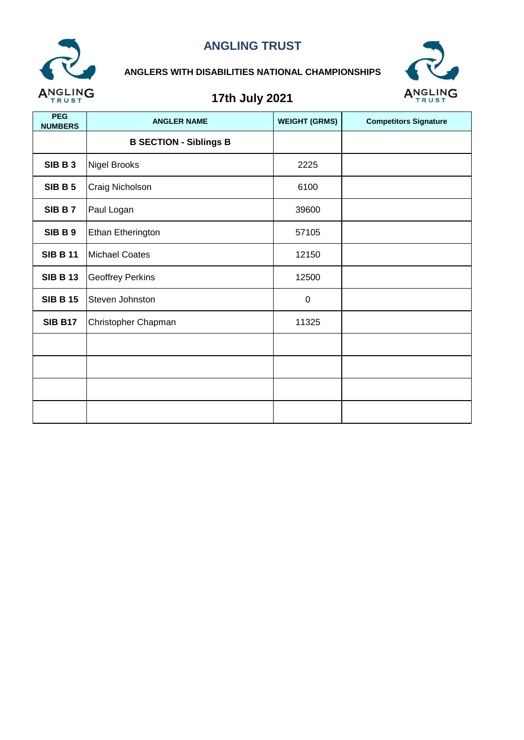# ANGLING TRUST

## ANGLERS WITH DISABILITIES NATIONAL CHAMPIONSHIPS

## 17th July 2021

| PEG NUMBERS | ANGLER NAME | WEIGHT (GRMS) | Competitors Signature |
|---|---|---|---|
| | **B SECTION - Siblings B** | | |
| **SIB B 3** | Nigel Brooks | 2225 | |
| **SIB B 5** | Craig Nicholson | 6100 | |
| **SIB B 7** | Paul Logan | 39600 | |
| **SIB B 9** | Ethan Etherington | 57105 | |
| **SIB B 11** | Michael Coates | 12150 | |
| **SIB B 13** | Geoffrey Perkins | 12500 | |
| **SIB B 15** | Steven Johnston | 0 | |
| **SIB B17** | Christopher Chapman | 11325 | |
| | | | |
| | | | |
| | | | |
| | | | |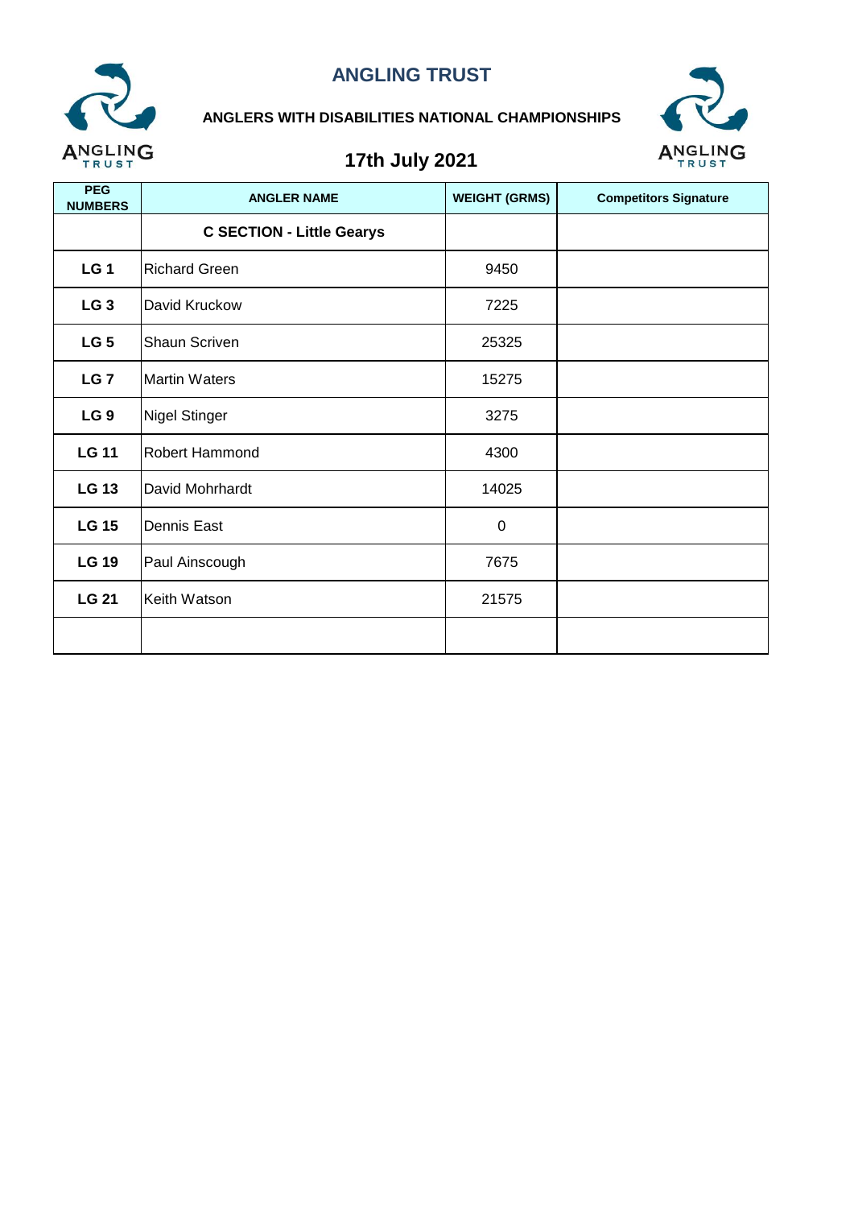# ANGLING TRUST

## ANGLERS WITH DISABILITIES NATIONAL CHAMPIONSHIPS

## 17th July 2021

| PEG NUMBERS | ANGLER NAME | WEIGHT (GRMS) | Competitors Signature |
|---|---|---|---|
| | **C SECTION - Little Gearys** | | |
| **LG 1** | Richard Green | 9450 | |
| **LG 3** | David Kruckow | 7225 | |
| **LG 5** | Shaun Scriven | 25325 | |
| **LG 7** | Martin Waters | 15275 | |
| **LG 9** | Nigel Stinger | 3275 | |
| **LG 11** | Robert Hammond | 4300 | |
| **LG 13** | David Mohrhardt | 14025 | |
| **LG 15** | Dennis East | 0 | |
| **LG 19** | Paul Ainscough | 7675 | |
| **LG 21** | Keith Watson | 21575 | |
| | | | |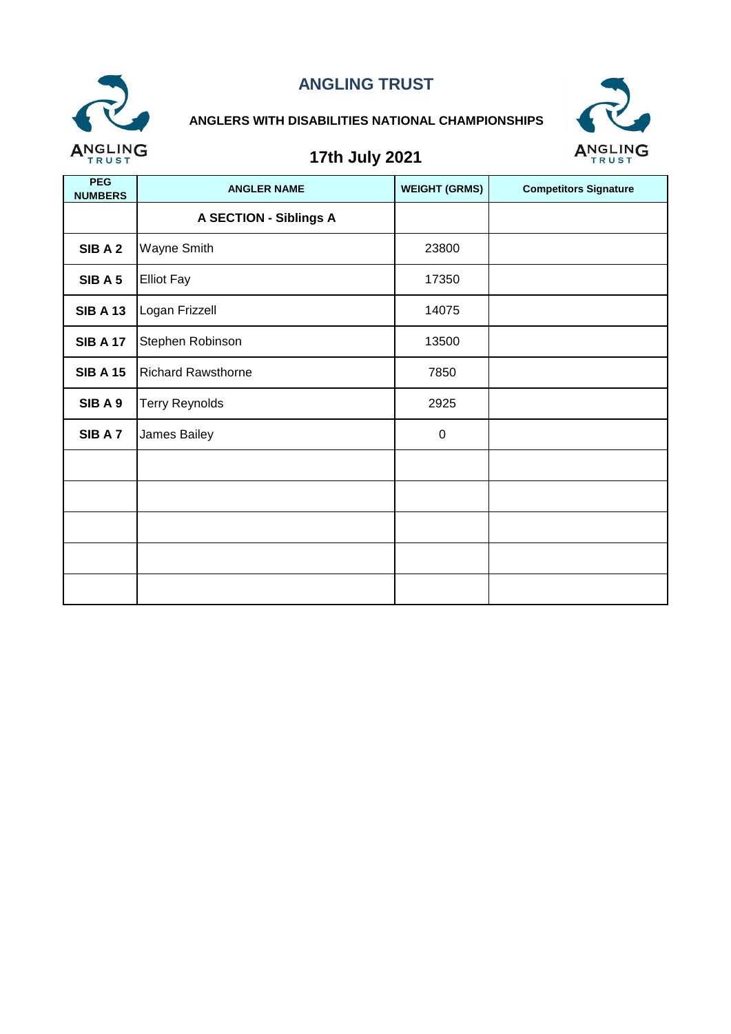# ANGLING TRUST

## ANGLERS WITH DISABILITIES NATIONAL CHAMPIONSHIPS

## 17th July 2021

| PEG NUMBERS | ANGLER NAME | WEIGHT (GRMS) | Competitors Signature |
|---|---|---|---|
| | **A SECTION - Siblings A** | | |
| **SIB A 2** | Wayne Smith | 23800 | |
| **SIB A 5** | Elliot Fay | 17350 | |
| **SIB A 13** | Logan Frizzell | 14075 | |
| **SIB A 17** | Stephen Robinson | 13500 | |
| **SIB A 15** | Richard Rawsthorne | 7850 | |
| **SIB A 9** | Terry Reynolds | 2925 | |
| **SIB A 7** | James Bailey | 0 | |
| | | | |
| | | | |
| | | | |
| | | | |
| | | | |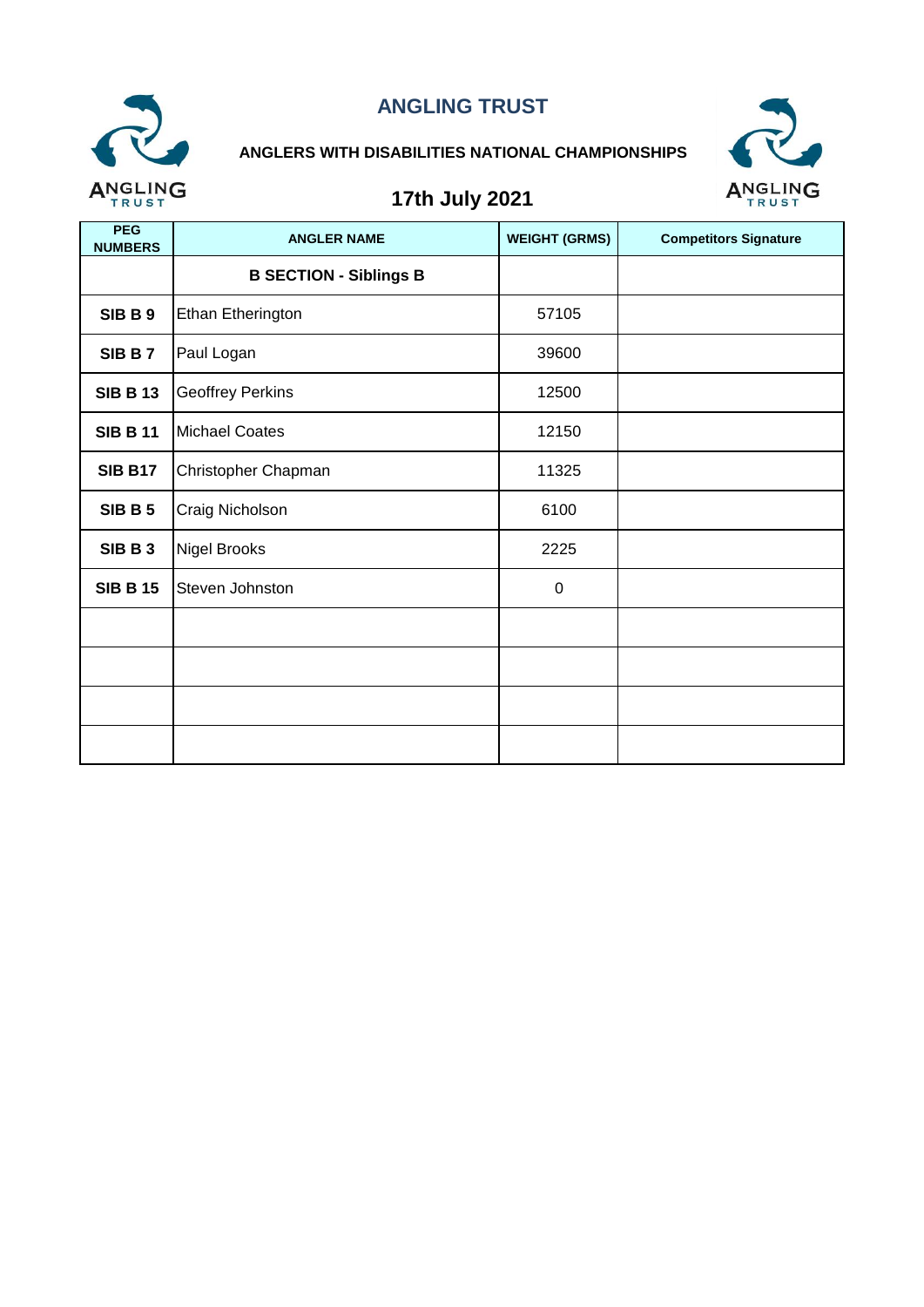# ANGLING TRUST

**ANGLERS WITH DISABILITIES NATIONAL CHAMPIONSHIPS**

## 17th July 2021

| PEG NUMBERS | ANGLER NAME | WEIGHT (GRMS) | Competitors Signature |
|---|---|---|---|
| | **B SECTION - Siblings B** | | |
| **SIB B 9** | Ethan Etherington | 57105 | |
| **SIB B 7** | Paul Logan | 39600 | |
| **SIB B 13** | Geoffrey Perkins | 12500 | |
| **SIB B 11** | Michael Coates | 12150 | |
| **SIB B17** | Christopher Chapman | 11325 | |
| **SIB B 5** | Craig Nicholson | 6100 | |
| **SIB B 3** | Nigel Brooks | 2225 | |
| **SIB B 15** | Steven Johnston | 0 | |
| | | | |
| | | | |
| | | | |
| | | | |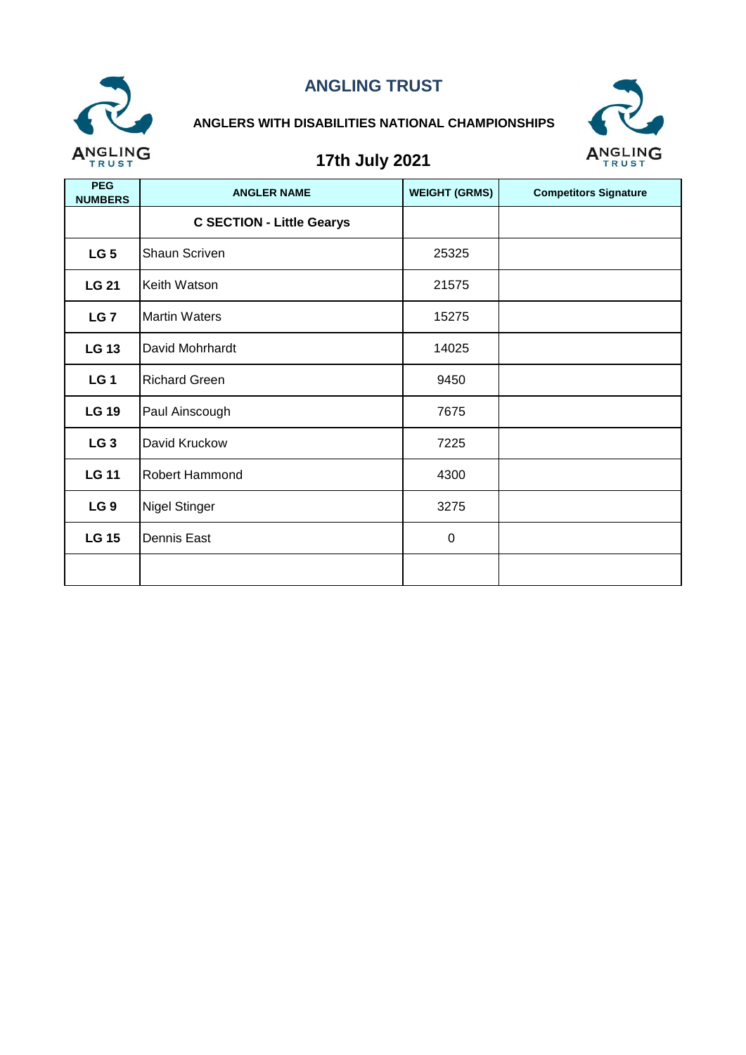# ANGLING TRUST

## ANGLERS WITH DISABILITIES NATIONAL CHAMPIONSHIPS

## 17th July 2021

| PEG NUMBERS | ANGLER NAME | WEIGHT (GRMS) | Competitors Signature |
|---|---|---|---|
| | **C SECTION - Little Gearys** | | |
| **LG 5** | Shaun Scriven | 25325 | |
| **LG 21** | Keith Watson | 21575 | |
| **LG 7** | Martin Waters | 15275 | |
| **LG 13** | David Mohrhardt | 14025 | |
| **LG 1** | Richard Green | 9450 | |
| **LG 19** | Paul Ainscough | 7675 | |
| **LG 3** | David Kruckow | 7225 | |
| **LG 11** | Robert Hammond | 4300 | |
| **LG 9** | Nigel Stinger | 3275 | |
| **LG 15** | Dennis East | 0 | |
| | | | |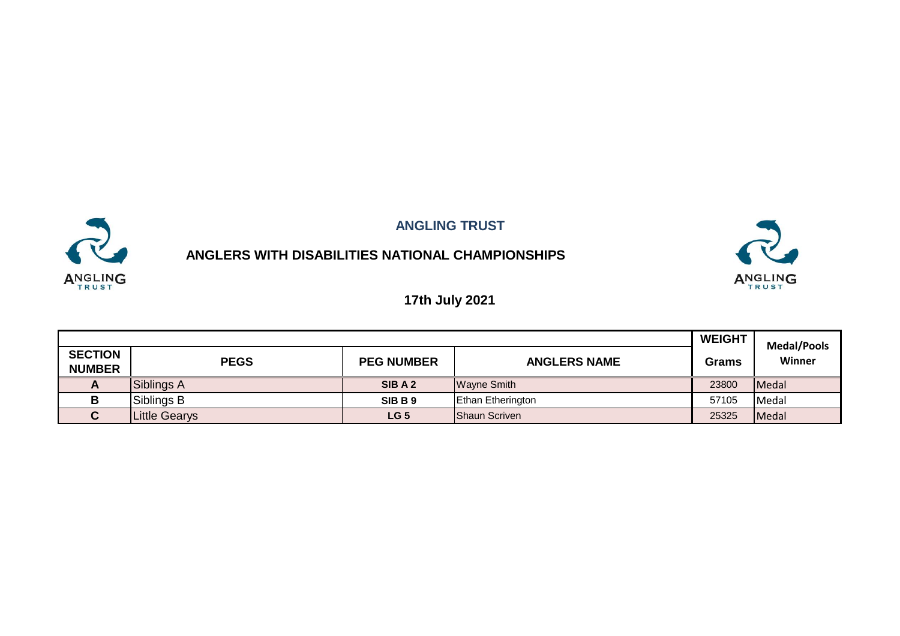## ANGLING TRUST

## ANGLERS WITH DISABILITIES NATIONAL CHAMPIONSHIPS

### 17th July 2021

| | | | | WEIGHT | Medal/Pools Winner |
|---|---|---|---|---|---|
| SECTION NUMBER | PEGS | PEG NUMBER | ANGLERS NAME | Grams | |
| A | Siblings A | SIB A 2 | Wayne Smith | 23800 | Medal |
| B | Siblings B | SIB B 9 | Ethan Etherington | 57105 | Medal |
| C | Little Gearys | LG 5 | Shaun Scriven | 25325 | Medal |